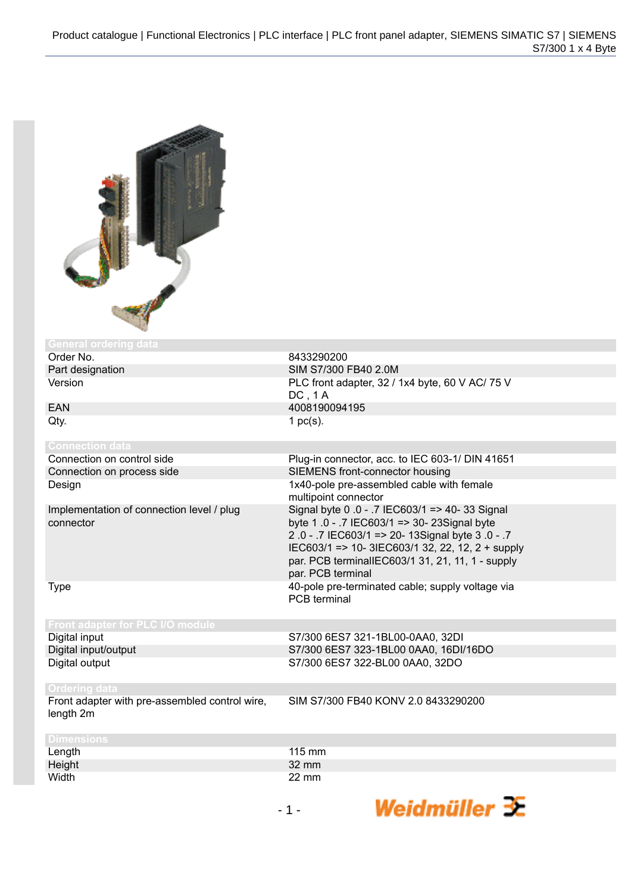Product catalogue | Functional Electronics | PLC interface | PLC front panel adapter, SIEMENS SIMATIC S7 | SIEMENS S7/300 1 x 4 Byte

## General ordering data

| | |
|---|---|
| Order No. | 8433290200 |
| Part designation | SIM S7/300 FB40 2.0M |
| Version | PLC front adapter, 32 / 1x4 byte, 60 V AC/ 75 V DC , 1 A |
| EAN | 4008190094195 |
| Qty. | 1 pc(s). |

## Connection data

| | |
|---|---|
| Connection on control side | Plug-in connector, acc. to IEC 603-1/ DIN 41651 |
| Connection on process side | SIEMENS front-connector housing |
| Design | 1x40-pole pre-assembled cable with female multipoint connector |
| Implementation of connection level / plug connector | Signal byte 0 .0 - .7 IEC603/1 => 40- 33 Signal byte 1 .0 - .7 IEC603/1 => 30- 23Signal byte 2 .0 - .7 IEC603/1 => 20- 13Signal byte 3 .0 - .7 IEC603/1 => 10- 3IEC603/1 32, 22, 12, 2 + supply par. PCB terminalIEC603/1 31, 21, 11, 1 - supply par. PCB terminal |
| Type | 40-pole pre-terminated cable; supply voltage via PCB terminal |

## Front adapter for PLC I/O module

| | |
|---|---|
| Digital input | S7/300 6ES7 321-1BL00-0AA0, 32DI |
| Digital input/output | S7/300 6ES7 323-1BL00 0AA0, 16DI/16DO |
| Digital output | S7/300 6ES7 322-BL00 0AA0, 32DO |

## Ordering data

| | |
|---|---|
| Front adapter with pre-assembled control wire, length 2m | SIM S7/300 FB40 KONV 2.0 8433290200 |

## Dimensions

| | |
|---|---|
| Length | 115 mm |
| Height | 32 mm |
| Width | 22 mm |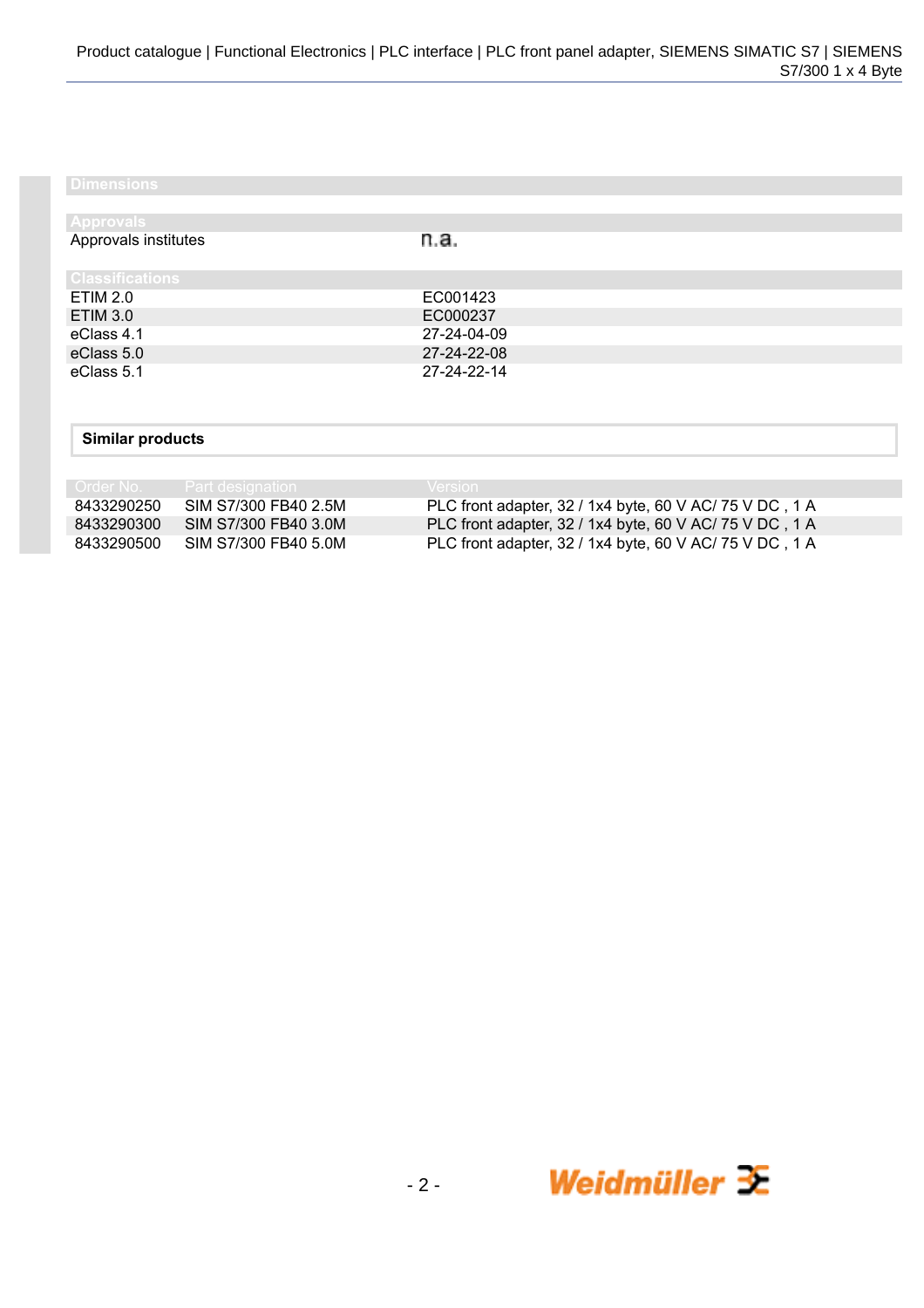## Dimensions

## Approvals

| | |
|---|---|
| Approvals institutes | n.a. |

## Classifications

| | |
|---|---|
| ETIM 2.0 | EC001423 |
| ETIM 3.0 | EC000237 |
| eClass 4.1 | 27-24-04-09 |
| eClass 5.0 | 27-24-22-08 |
| eClass 5.1 | 27-24-22-14 |

## Similar products

| Order No. | Part designation | Version |
|---|---|---|
| 8433290250 | SIM S7/300 FB40 2.5M | PLC front adapter, 32 / 1x4 byte, 60 V AC/ 75 V DC , 1 A |
| 8433290300 | SIM S7/300 FB40 3.0M | PLC front adapter, 32 / 1x4 byte, 60 V AC/ 75 V DC , 1 A |
| 8433290500 | SIM S7/300 FB40 5.0M | PLC front adapter, 32 / 1x4 byte, 60 V AC/ 75 V DC , 1 A |